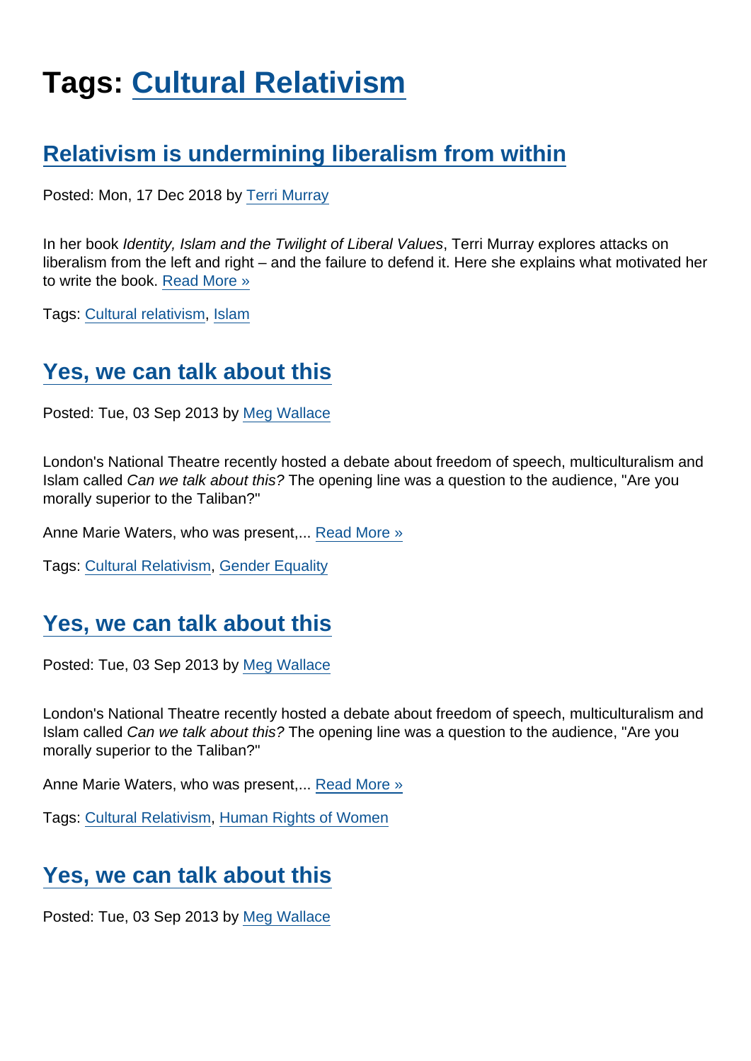# Tags: Cultural Relativism

## Relativism is undermining liberalism from within

Posted: Mon, 17 Dec 2018 by Terri Murray

In her book *Identity, Islam and the Twilight of Liberal Values*, Terri Murray explores attacks on liberalism from the left and right – and the failure to defend it. Here she explains what motivated her to write the book. Read More »

Tags: Cultural relativism, Islam

## Yes, we can talk about this

Posted: Tue, 03 Sep 2013 by Meg Wallace

London's National Theatre recently hosted a debate about freedom of speech, multiculturalism and Islam called *Can we talk about this?* The opening line was a question to the audience, "Are you morally superior to the Taliban?"

Anne Marie Waters, who was present,... Read More »

Tags: Cultural Relativism, Gender Equality

## Yes, we can talk about this

Posted: Tue, 03 Sep 2013 by Meg Wallace

London's National Theatre recently hosted a debate about freedom of speech, multiculturalism and Islam called *Can we talk about this?* The opening line was a question to the audience, "Are you morally superior to the Taliban?"

Anne Marie Waters, who was present,... Read More »

Tags: Cultural Relativism, Human Rights of Women

## Yes, we can talk about this

Posted: Tue, 03 Sep 2013 by Meg Wallace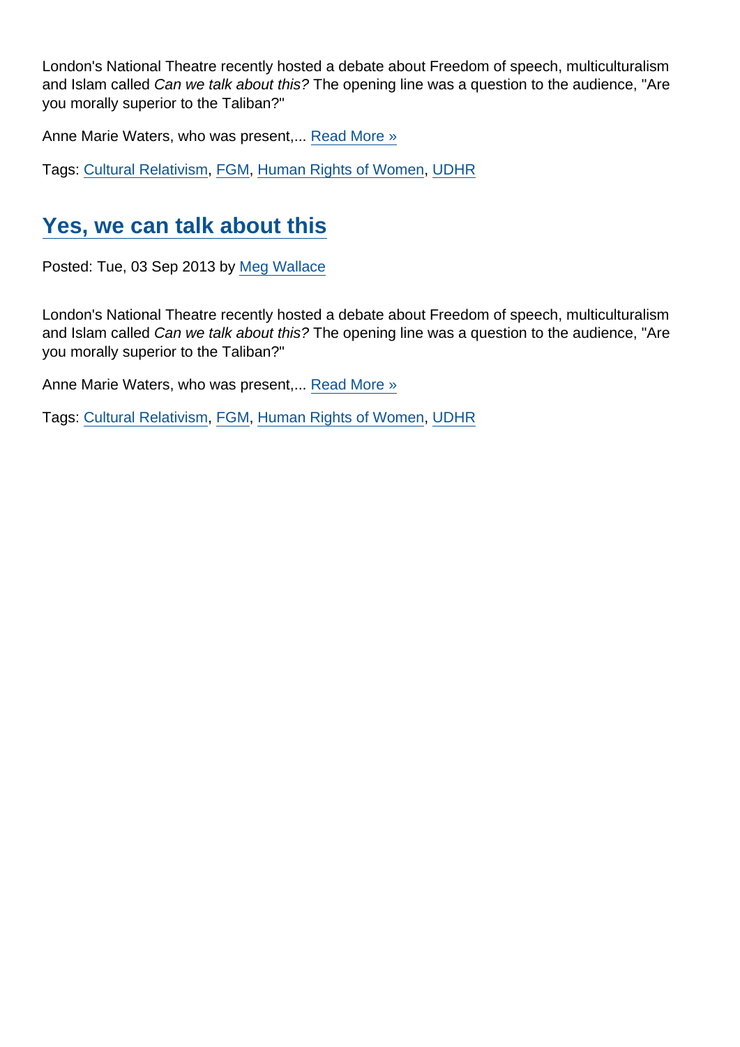London's National Theatre recently hosted a debate about Freedom of speech, multiculturalism and Islam called *Can we talk about this?* The opening line was a question to the audience, "Are you morally superior to the Taliban?"

Anne Marie Waters, who was present,... Read More »

Tags: Cultural Relativism, FGM, Human Rights of Women, UDHR

## Yes, we can talk about this

Posted: Tue, 03 Sep 2013 by Meg Wallace

London's National Theatre recently hosted a debate about Freedom of speech, multiculturalism and Islam called *Can we talk about this?* The opening line was a question to the audience, "Are you morally superior to the Taliban?"

Anne Marie Waters, who was present,... Read More »

Tags: Cultural Relativism, FGM, Human Rights of Women, UDHR